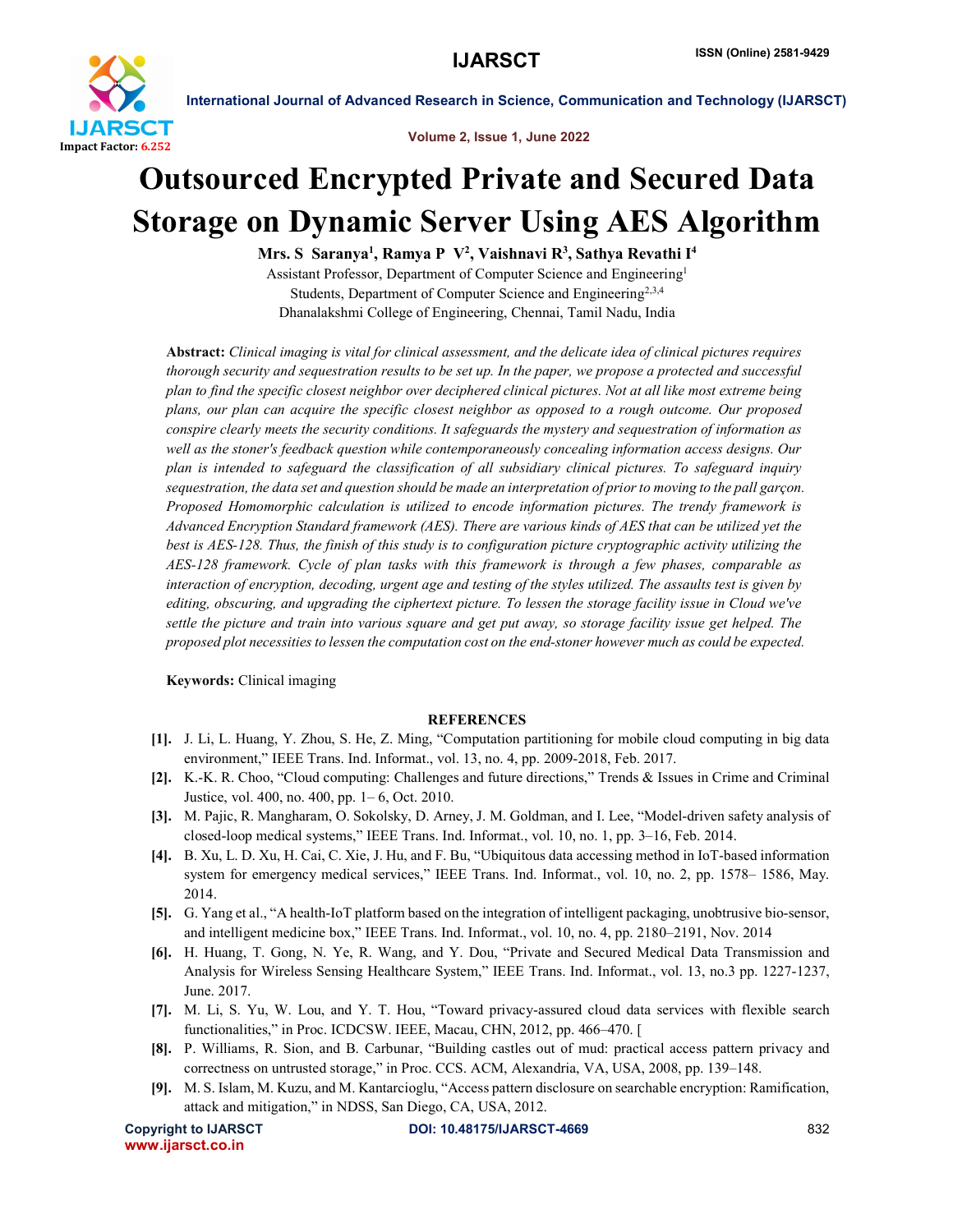# Outsourced Encrypted Private and Secured Data Storage on Dynamic Server Using AES Algorithm

**Mrs. S Saranya[1], Ramya P V[2], Vaishnavi R[3], Sathya Revathi I[4]**

Assistant Professor, Department of Computer Science and Engineering[1]

Students, Department of Computer Science and Engineering[2,3,4]

Dhanalakshmi College of Engineering, Chennai, Tamil Nadu, India

**Abstract:** *Clinical imaging is vital for clinical assessment, and the delicate idea of clinical pictures requires thorough security and sequestration results to be set up. In the paper, we propose a protected and successful plan to find the specific closest neighbor over deciphered clinical pictures. Not at all like most extreme being plans, our plan can acquire the specific closest neighbor as opposed to a rough outcome. Our proposed conspire clearly meets the security conditions. It safeguards the mystery and sequestration of information as well as the stoner's feedback question while contemporaneously concealing information access designs. Our plan is intended to safeguard the classification of all subsidiary clinical pictures. To safeguard inquiry sequestration, the data set and question should be made an interpretation of prior to moving to the pall garçon. Proposed Homomorphic calculation is utilized to encode information pictures. The trendy framework is Advanced Encryption Standard framework (AES). There are various kinds of AES that can be utilized yet the best is AES-128. Thus, the finish of this study is to configuration picture cryptographic activity utilizing the AES-128 framework. Cycle of plan tasks with this framework is through a few phases, comparable as interaction of encryption, decoding, urgent age and testing of the styles utilized. The assaults test is given by editing, obscuring, and upgrading the ciphertext picture. To lessen the storage facility issue in Cloud we've settle the picture and train into various square and get put away, so storage facility issue get helped. The proposed plot necessities to lessen the computation cost on the end-stoner however much as could be expected.*

**Keywords:** Clinical imaging

## REFERENCES

[1]. J. Li, L. Huang, Y. Zhou, S. He, Z. Ming, "Computation partitioning for mobile cloud computing in big data environment," IEEE Trans. Ind. Informat., vol. 13, no. 4, pp. 2009-2018, Feb. 2017.

[2]. K.-K. R. Choo, "Cloud computing: Challenges and future directions," Trends & Issues in Crime and Criminal Justice, vol. 400, no. 400, pp. 1– 6, Oct. 2010.

[3]. M. Pajic, R. Mangharam, O. Sokolsky, D. Arney, J. M. Goldman, and I. Lee, "Model-driven safety analysis of closed-loop medical systems," IEEE Trans. Ind. Informat., vol. 10, no. 1, pp. 3–16, Feb. 2014.

[4]. B. Xu, L. D. Xu, H. Cai, C. Xie, J. Hu, and F. Bu, "Ubiquitous data accessing method in IoT-based information system for emergency medical services," IEEE Trans. Ind. Informat., vol. 10, no. 2, pp. 1578– 1586, May. 2014.

[5]. G. Yang et al., "A health-IoT platform based on the integration of intelligent packaging, unobtrusive bio-sensor, and intelligent medicine box," IEEE Trans. Ind. Informat., vol. 10, no. 4, pp. 2180–2191, Nov. 2014

[6]. H. Huang, T. Gong, N. Ye, R. Wang, and Y. Dou, "Private and Secured Medical Data Transmission and Analysis for Wireless Sensing Healthcare System," IEEE Trans. Ind. Informat., vol. 13, no.3 pp. 1227-1237, June. 2017.

[7]. M. Li, S. Yu, W. Lou, and Y. T. Hou, "Toward privacy-assured cloud data services with flexible search functionalities," in Proc. ICDCSW. IEEE, Macau, CHN, 2012, pp. 466–470. [

[8]. P. Williams, R. Sion, and B. Carbunar, "Building castles out of mud: practical access pattern privacy and correctness on untrusted storage," in Proc. CCS. ACM, Alexandria, VA, USA, 2008, pp. 139–148.

[9]. M. S. Islam, M. Kuzu, and M. Kantarcioglu, "Access pattern disclosure on searchable encryption: Ramification, attack and mitigation," in NDSS, San Diego, CA, USA, 2012.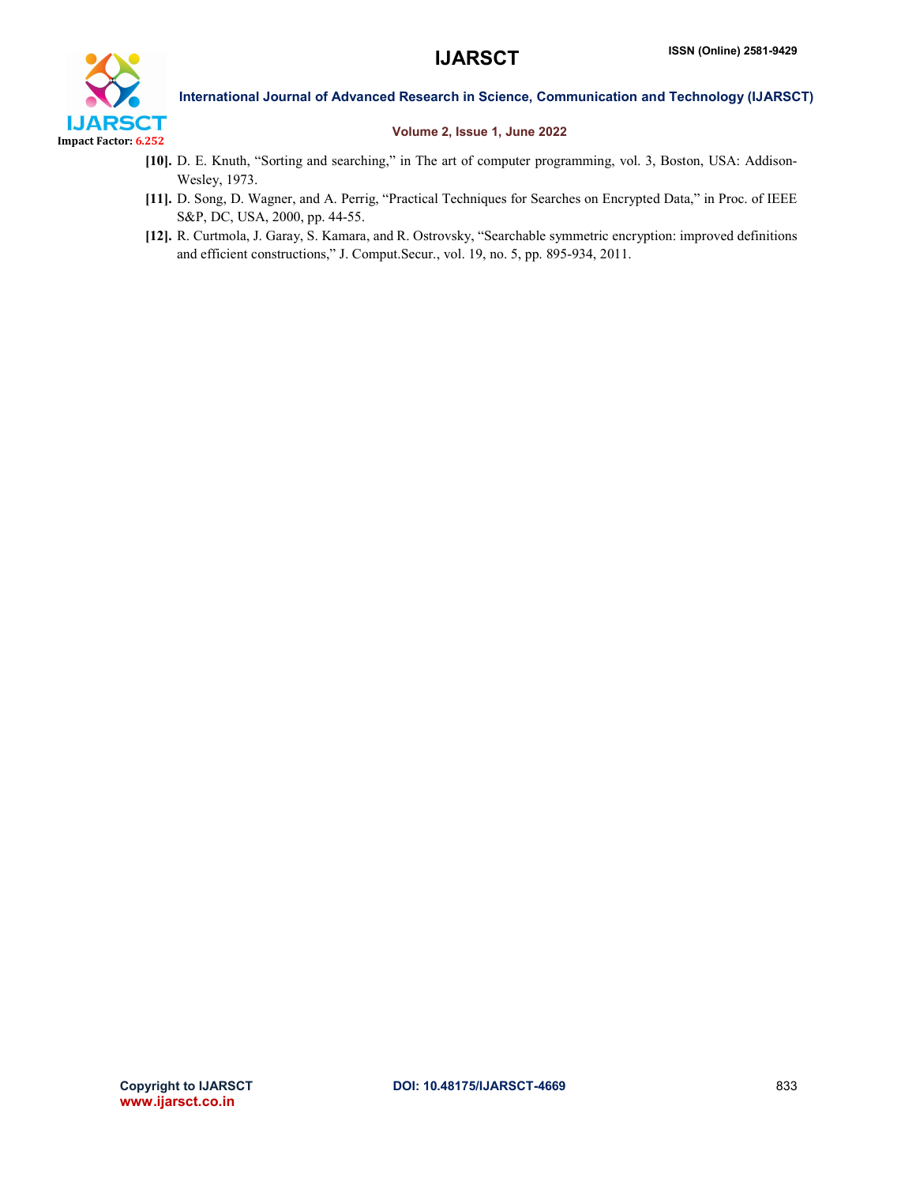**[10].** D. E. Knuth, "Sorting and searching," in The art of computer programming, vol. 3, Boston, USA: Addison-Wesley, 1973.

**[11].** D. Song, D. Wagner, and A. Perrig, "Practical Techniques for Searches on Encrypted Data," in Proc. of IEEE S&P, DC, USA, 2000, pp. 44-55.

**[12].** R. Curtmola, J. Garay, S. Kamara, and R. Ostrovsky, "Searchable symmetric encryption: improved definitions and efficient constructions," J. Comput.Secur., vol. 19, no. 5, pp. 895-934, 2011.